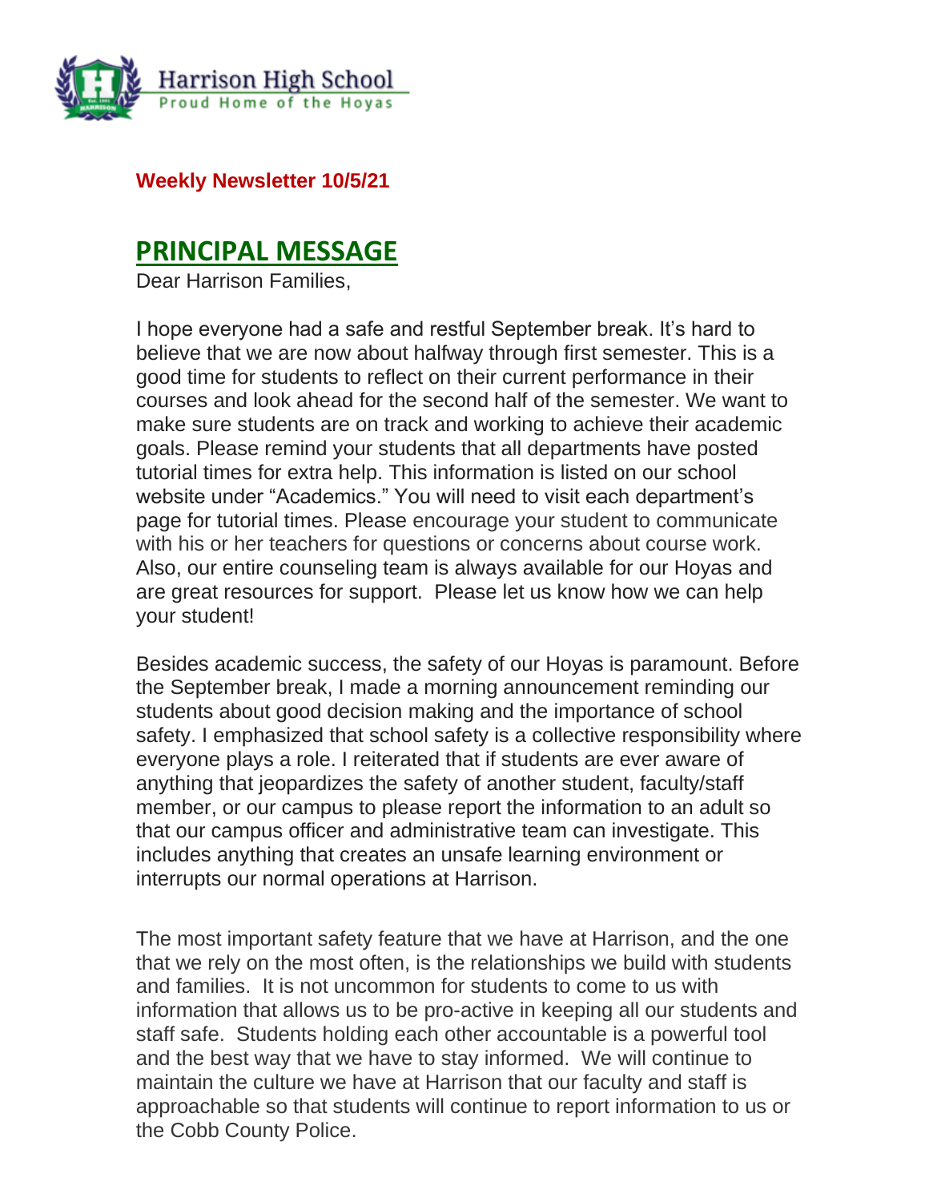Harrison High School
Proud Home of the Hoyas

**Weekly Newsletter 10/5/21**

## PRINCIPAL MESSAGE

Dear Harrison Families,

I hope everyone had a safe and restful September break. It's hard to believe that we are now about halfway through first semester. This is a good time for students to reflect on their current performance in their courses and look ahead for the second half of the semester. We want to make sure students are on track and working to achieve their academic goals. Please remind your students that all departments have posted tutorial times for extra help. This information is listed on our school website under "Academics." You will need to visit each department's page for tutorial times. Please encourage your student to communicate with his or her teachers for questions or concerns about course work. Also, our entire counseling team is always available for our Hoyas and are great resources for support. Please let us know how we can help your student!

Besides academic success, the safety of our Hoyas is paramount. Before the September break, I made a morning announcement reminding our students about good decision making and the importance of school safety. I emphasized that school safety is a collective responsibility where everyone plays a role. I reiterated that if students are ever aware of anything that jeopardizes the safety of another student, faculty/staff member, or our campus to please report the information to an adult so that our campus officer and administrative team can investigate. This includes anything that creates an unsafe learning environment or interrupts our normal operations at Harrison.

The most important safety feature that we have at Harrison, and the one that we rely on the most often, is the relationships we build with students and families. It is not uncommon for students to come to us with information that allows us to be pro-active in keeping all our students and staff safe. Students holding each other accountable is a powerful tool and the best way that we have to stay informed. We will continue to maintain the culture we have at Harrison that our faculty and staff is approachable so that students will continue to report information to us or the Cobb County Police.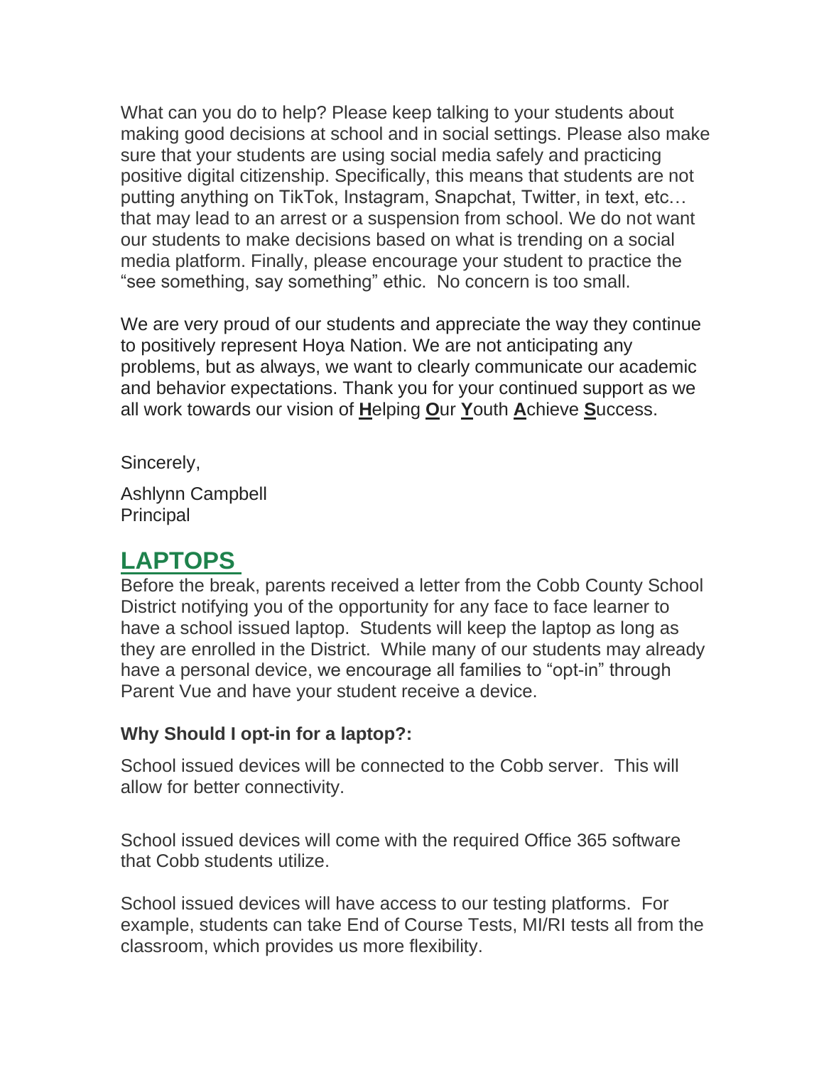What can you do to help? Please keep talking to your students about making good decisions at school and in social settings. Please also make sure that your students are using social media safely and practicing positive digital citizenship. Specifically, this means that students are not putting anything on TikTok, Instagram, Snapchat, Twitter, in text, etc… that may lead to an arrest or a suspension from school. We do not want our students to make decisions based on what is trending on a social media platform. Finally, please encourage your student to practice the "see something, say something" ethic.  No concern is too small.

We are very proud of our students and appreciate the way they continue to positively represent Hoya Nation. We are not anticipating any problems, but as always, we want to clearly communicate our academic and behavior expectations. Thank you for your continued support as we all work towards our vision of **H**elping **O**ur **Y**outh **A**chieve **S**uccess.

Sincerely,

Ashlynn Campbell
Principal

## LAPTOPS

Before the break, parents received a letter from the Cobb County School District notifying you of the opportunity for any face to face learner to have a school issued laptop.  Students will keep the laptop as long as they are enrolled in the District.  While many of our students may already have a personal device, we encourage all families to "opt-in" through Parent Vue and have your student receive a device.

**Why Should I opt-in for a laptop?:**

School issued devices will be connected to the Cobb server.  This will allow for better connectivity.

School issued devices will come with the required Office 365 software that Cobb students utilize.

School issued devices will have access to our testing platforms.  For example, students can take End of Course Tests, MI/RI tests all from the classroom, which provides us more flexibility.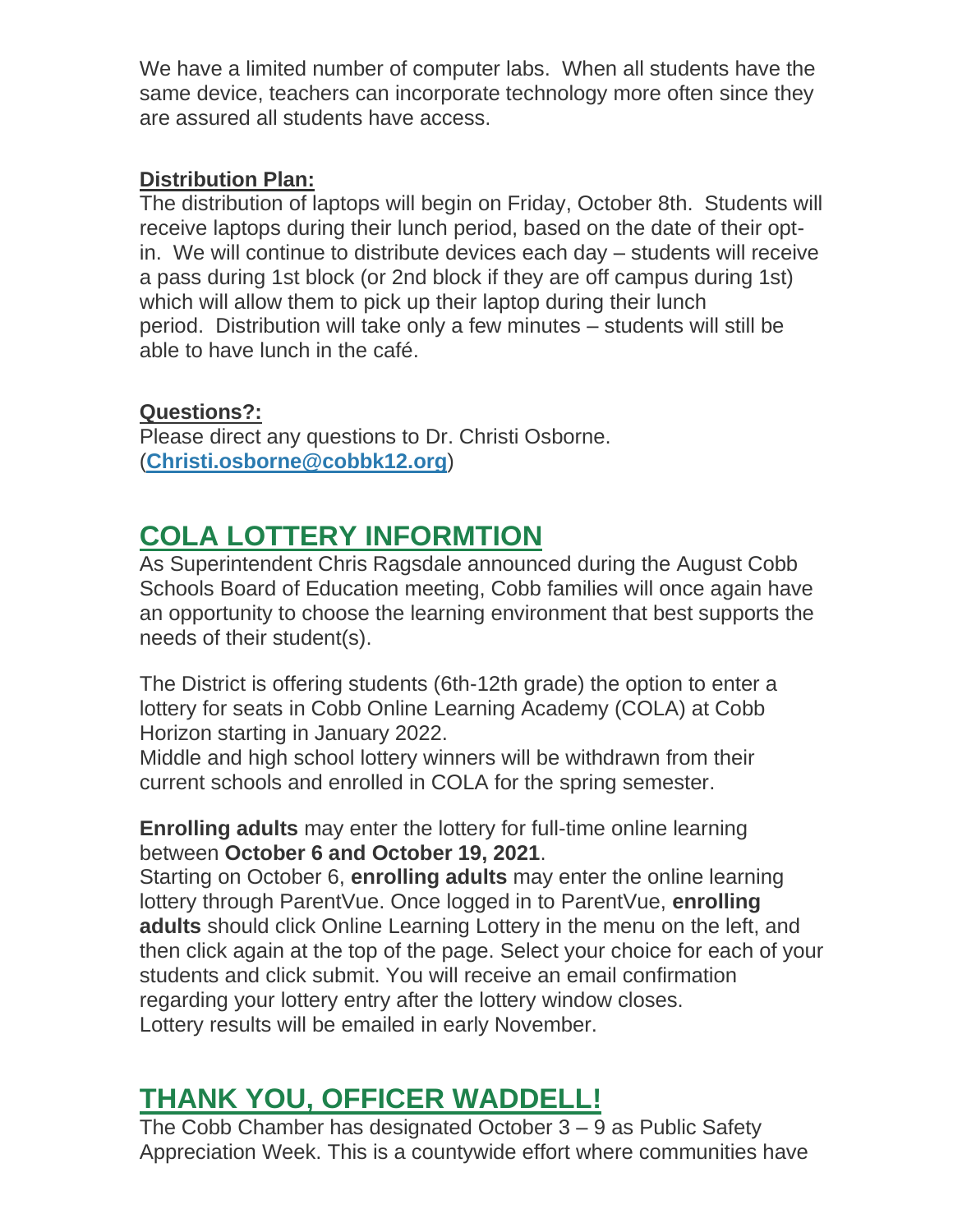We have a limited number of computer labs. When all students have the same device, teachers can incorporate technology more often since they are assured all students have access.

**Distribution Plan:**

The distribution of laptops will begin on Friday, October 8th. Students will receive laptops during their lunch period, based on the date of their opt-in. We will continue to distribute devices each day – students will receive a pass during 1st block (or 2nd block if they are off campus during 1st) which will allow them to pick up their laptop during their lunch period. Distribution will take only a few minutes – students will still be able to have lunch in the café.

**Questions?:**

Please direct any questions to Dr. Christi Osborne. (**Christi.osborne@cobbk12.org**)

## COLA LOTTERY INFORMTION

As Superintendent Chris Ragsdale announced during the August Cobb Schools Board of Education meeting, Cobb families will once again have an opportunity to choose the learning environment that best supports the needs of their student(s).

The District is offering students (6th-12th grade) the option to enter a lottery for seats in Cobb Online Learning Academy (COLA) at Cobb Horizon starting in January 2022.
Middle and high school lottery winners will be withdrawn from their current schools and enrolled in COLA for the spring semester.

**Enrolling adults** may enter the lottery for full-time online learning between **October 6 and October 19, 2021**.
Starting on October 6, **enrolling adults** may enter the online learning lottery through ParentVue. Once logged in to ParentVue, **enrolling adults** should click Online Learning Lottery in the menu on the left, and then click again at the top of the page. Select your choice for each of your students and click submit. You will receive an email confirmation regarding your lottery entry after the lottery window closes.
Lottery results will be emailed in early November.

## THANK YOU, OFFICER WADDELL!

The Cobb Chamber has designated October 3 – 9 as Public Safety Appreciation Week. This is a countywide effort where communities have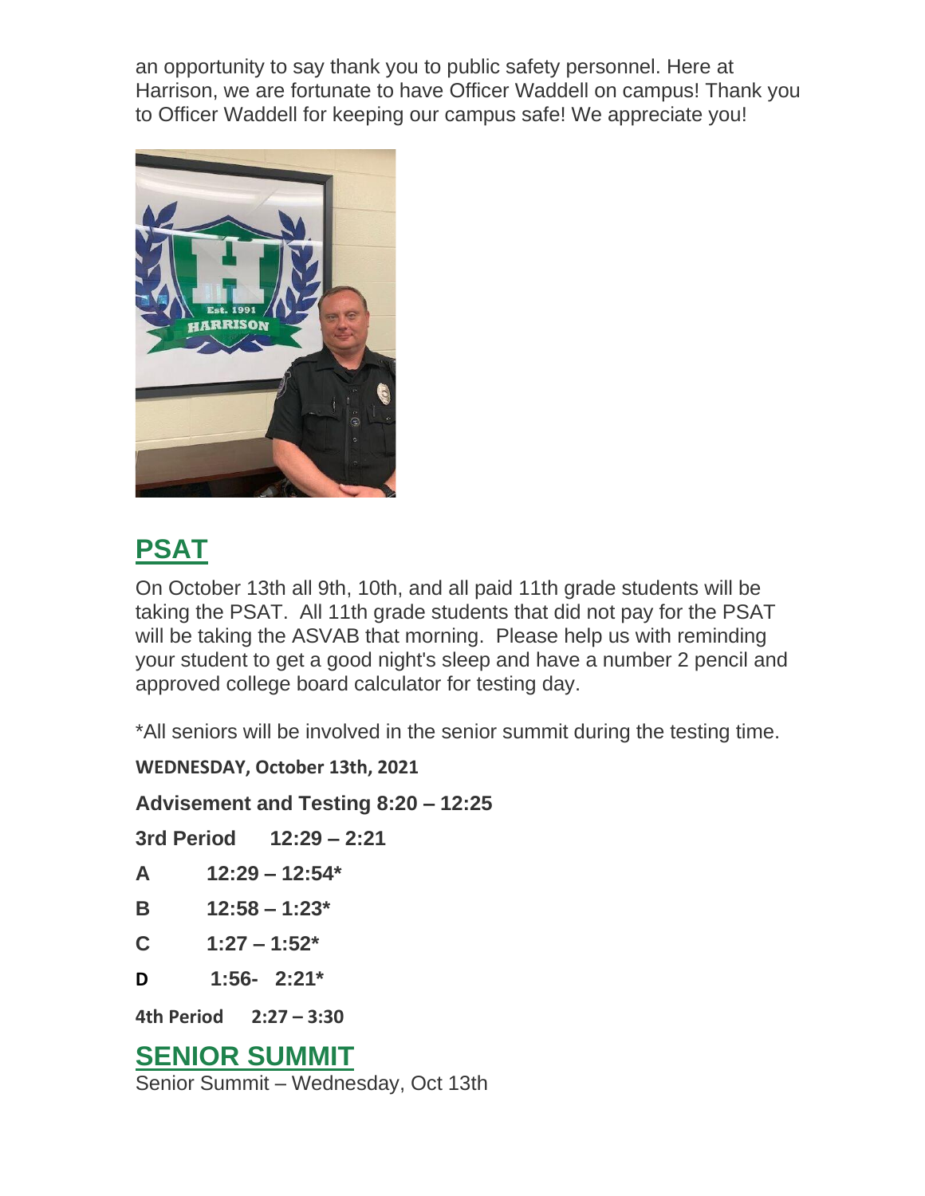an opportunity to say thank you to public safety personnel. Here at Harrison, we are fortunate to have Officer Waddell on campus! Thank you to Officer Waddell for keeping our campus safe! We appreciate you!

## PSAT

On October 13th all 9th, 10th, and all paid 11th grade students will be taking the PSAT. All 11th grade students that did not pay for the PSAT will be taking the ASVAB that morning. Please help us with reminding your student to get a good night's sleep and have a number 2 pencil and approved college board calculator for testing day.

*All seniors will be involved in the senior summit during the testing time.

**WEDNESDAY, October 13th, 2021**

**Advisement and Testing 8:20 – 12:25**

**3rd Period 12:29 – 2:21**

**A 12:29 – 12:54***

**B 12:58 – 1:23***

**C 1:27 – 1:52***

**D 1:56- 2:21***

**4th Period 2:27 – 3:30**

## SENIOR SUMMIT

Senior Summit – Wednesday, Oct 13th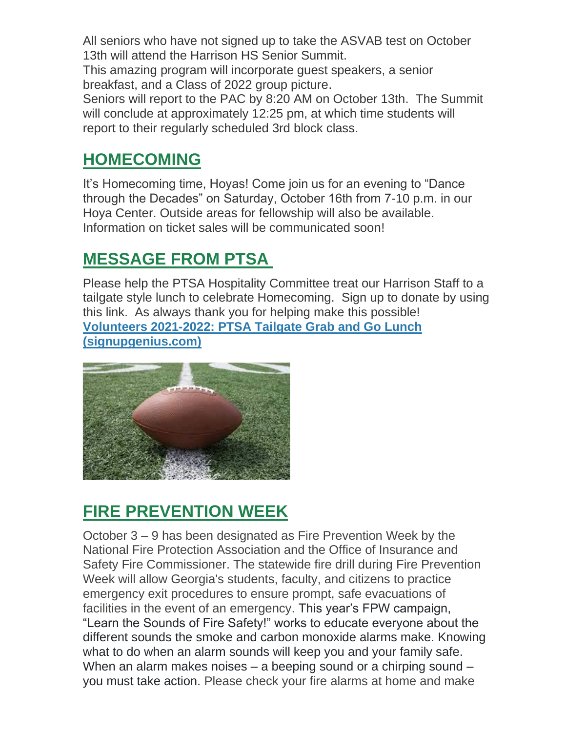All seniors who have not signed up to take the ASVAB test on October 13th will attend the Harrison HS Senior Summit.

This amazing program will incorporate guest speakers, a senior breakfast, and a Class of 2022 group picture.

Seniors will report to the PAC by 8:20 AM on October 13th. The Summit will conclude at approximately 12:25 pm, at which time students will report to their regularly scheduled 3rd block class.

## HOMECOMING

It's Homecoming time, Hoyas! Come join us for an evening to "Dance through the Decades" on Saturday, October 16th from 7-10 p.m. in our Hoya Center. Outside areas for fellowship will also be available. Information on ticket sales will be communicated soon!

## MESSAGE FROM PTSA

Please help the PTSA Hospitality Committee treat our Harrison Staff to a tailgate style lunch to celebrate Homecoming. Sign up to donate by using this link. As always thank you for helping make this possible!
**Volunteers 2021-2022: PTSA Tailgate Grab and Go Lunch (signupgenius.com)**

## FIRE PREVENTION WEEK

October 3 – 9 has been designated as Fire Prevention Week by the National Fire Protection Association and the Office of Insurance and Safety Fire Commissioner. The statewide fire drill during Fire Prevention Week will allow Georgia's students, faculty, and citizens to practice emergency exit procedures to ensure prompt, safe evacuations of facilities in the event of an emergency. This year's FPW campaign, "Learn the Sounds of Fire Safety!" works to educate everyone about the different sounds the smoke and carbon monoxide alarms make. Knowing what to do when an alarm sounds will keep you and your family safe. When an alarm makes noises – a beeping sound or a chirping sound – you must take action. Please check your fire alarms at home and make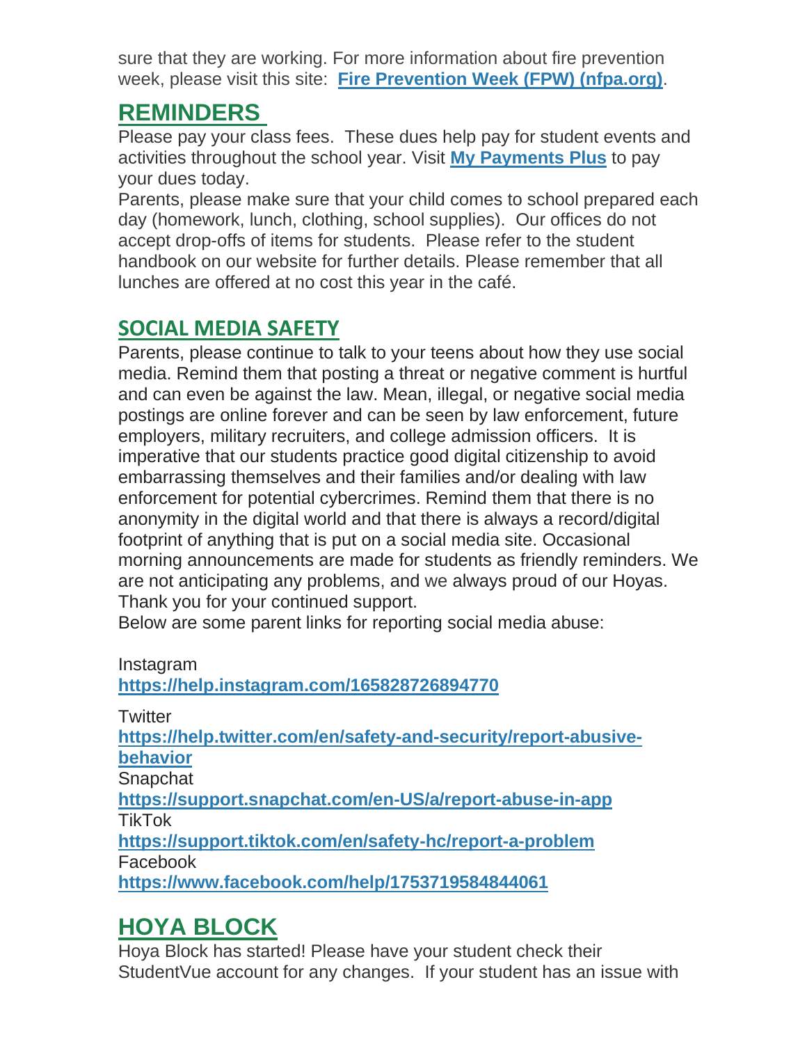sure that they are working. For more information about fire prevention week, please visit this site: **[Fire Prevention Week (FPW) (nfpa.org)](Fire Prevention Week (FPW) (nfpa.org))**.

## REMINDERS

Please pay your class fees. These dues help pay for student events and activities throughout the school year. Visit **My Payments Plus** to pay your dues today.

Parents, please make sure that your child comes to school prepared each day (homework, lunch, clothing, school supplies). Our offices do not accept drop-offs of items for students. Please refer to the student handbook on our website for further details. Please remember that all lunches are offered at no cost this year in the café.

## SOCIAL MEDIA SAFETY

Parents, please continue to talk to your teens about how they use social media. Remind them that posting a threat or negative comment is hurtful and can even be against the law. Mean, illegal, or negative social media postings are online forever and can be seen by law enforcement, future employers, military recruiters, and college admission officers. It is imperative that our students practice good digital citizenship to avoid embarrassing themselves and their families and/or dealing with law enforcement for potential cybercrimes. Remind them that there is no anonymity in the digital world and that there is always a record/digital footprint of anything that is put on a social media site. Occasional morning announcements are made for students as friendly reminders. We are not anticipating any problems, and we always proud of our Hoyas. Thank you for your continued support.

Below are some parent links for reporting social media abuse:

Instagram
**https://help.instagram.com/165828726894770**

Twitter
**https://help.twitter.com/en/safety-and-security/report-abusive-behavior**
Snapchat
**https://support.snapchat.com/en-US/a/report-abuse-in-app**
TikTok
**https://support.tiktok.com/en/safety-hc/report-a-problem**
Facebook
**https://www.facebook.com/help/1753719584844061**

## HOYA BLOCK

Hoya Block has started! Please have your student check their StudentVue account for any changes. If your student has an issue with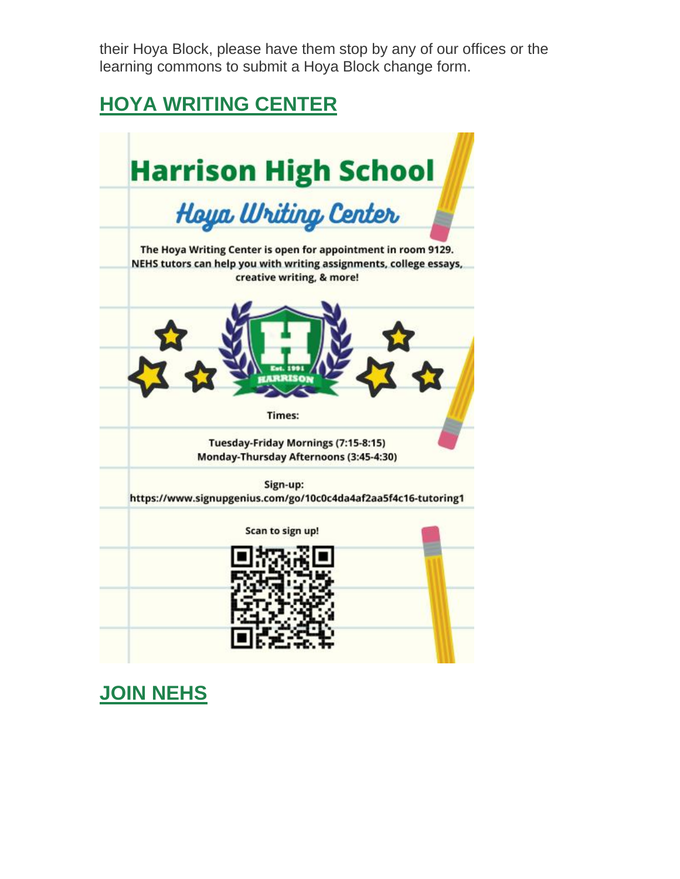their Hoya Block, please have them stop by any of our offices or the learning commons to submit a Hoya Block change form.

## HOYA WRITING CENTER

# Harrison High School

## Hoya Writing Center

The Hoya Writing Center is open for appointment in room 9129. NEHS tutors can help you with writing assignments, college essays, creative writing, & more!

Times:

Tuesday-Friday Mornings (7:15-8:15)
Monday-Thursday Afternoons (3:45-4:30)

Sign-up:
https://www.signupgenius.com/go/10c0c4da4af2aa5f4c16-tutoring1

Scan to sign up!

## JOIN NEHS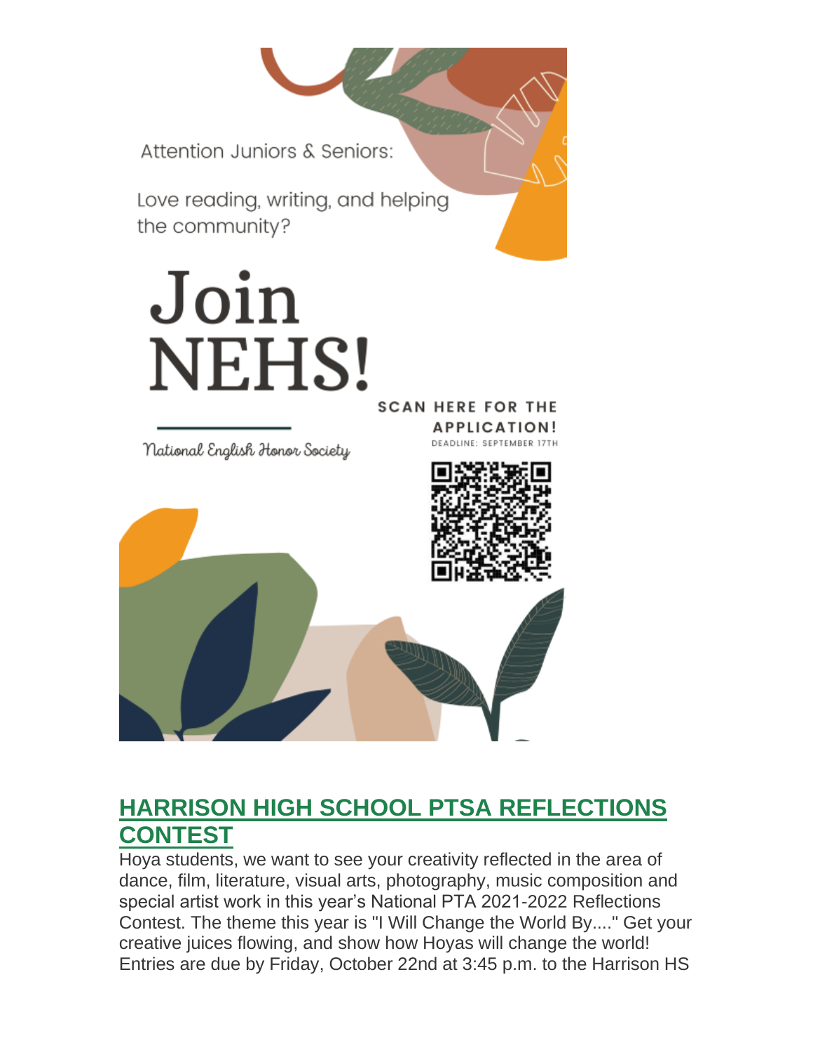Attention Juniors & Seniors:

Love reading, writing, and helping the community?

# Join NEHS!

National English Honor Society

**SCAN HERE FOR THE APPLICATION!**

DEADLINE: SEPTEMBER 17TH

## HARRISON HIGH SCHOOL PTSA REFLECTIONS CONTEST

Hoya students, we want to see your creativity reflected in the area of dance, film, literature, visual arts, photography, music composition and special artist work in this year's National PTA 2021-2022 Reflections Contest. The theme this year is "I Will Change the World By...." Get your creative juices flowing, and show how Hoyas will change the world! Entries are due by Friday, October 22nd at 3:45 p.m. to the Harrison HS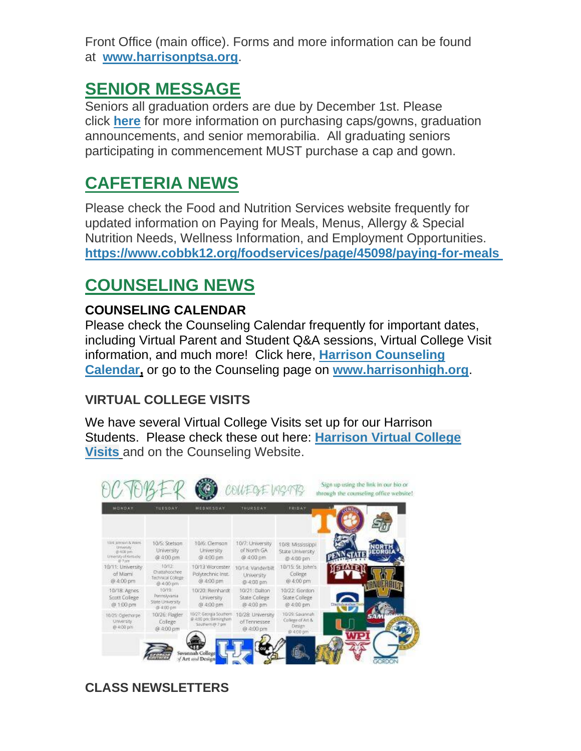Front Office (main office). Forms and more information can be found at **www.harrisonptsa.org**.

## SENIOR MESSAGE

Seniors all graduation orders are due by December 1st. Please click **here** for more information on purchasing caps/gowns, graduation announcements, and senior memorabilia. All graduating seniors participating in commencement MUST purchase a cap and gown.

## CAFETERIA NEWS

Please check the Food and Nutrition Services website frequently for updated information on Paying for Meals, Menus, Allergy & Special Nutrition Needs, Wellness Information, and Employment Opportunities. **https://www.cobbk12.org/foodservices/page/45098/paying-for-meals**

## COUNSELING NEWS

### COUNSELING CALENDAR

Please check the Counseling Calendar frequently for important dates, including Virtual Parent and Student Q&A sessions, Virtual College Visit information, and much more! Click here, **Harrison Counseling Calendar**, or go to the Counseling page on **www.harrisonhigh.org**.

### VIRTUAL COLLEGE VISITS

We have several Virtual College Visits set up for our Harrison Students. Please check these out here: **Harrison Virtual College Visits** and on the Counseling Website.

OCTOBER COLLEGE VISITS — Sign up using the link in our bio or through the counseling office website!

| MONDAY | TUESDAY | WEDNESDAY | THURSDAY | FRIDAY |
|---|---|---|---|---|
| 10/4: Johnson & Wales University @ 4:00 pm; University of Kentucky @ 7 pm | 10/5: Stetson University @ 4:00 pm | 10/6: Clemson University @ 4:00 pm | 10/7: University of North GA @ 4:00 pm | 10/8: Mississippi State University @ 4:00 pm |
| 10/11: University of Miami @ 4:00 pm | 10/12: Chattahoochee Technical College @ 4:00 pm | 10/13 Worcester Polytechnic Inst. @ 4:00 pm | 10/14: Vanderbilt University @ 4:00 pm | 10/15: St. John's College @ 4:00 pm |
| 10/18: Agnes Scott College @ 1:00 pm | 10/19: Pennsylvania State University @ 4:00 pm | 10/20: Reinhardt University @ 4:00 pm | 10/21: Dalton State College @ 4:00 pm | 10/22: Gordon State College @ 4:00 pm |
| 10/25: Oglethorpe University @ 4:00 pm | 10/26: Flagler College @ 4:00 pm | 10/27: Georgia Southern @ 4:00 pm, Birmingham Southern @ 7 pm | 10/28: University of Tennessee @ 4:00 pm | 10/29: Savannah College of Art & Design @ 4:00 pm |

### CLASS NEWSLETTERS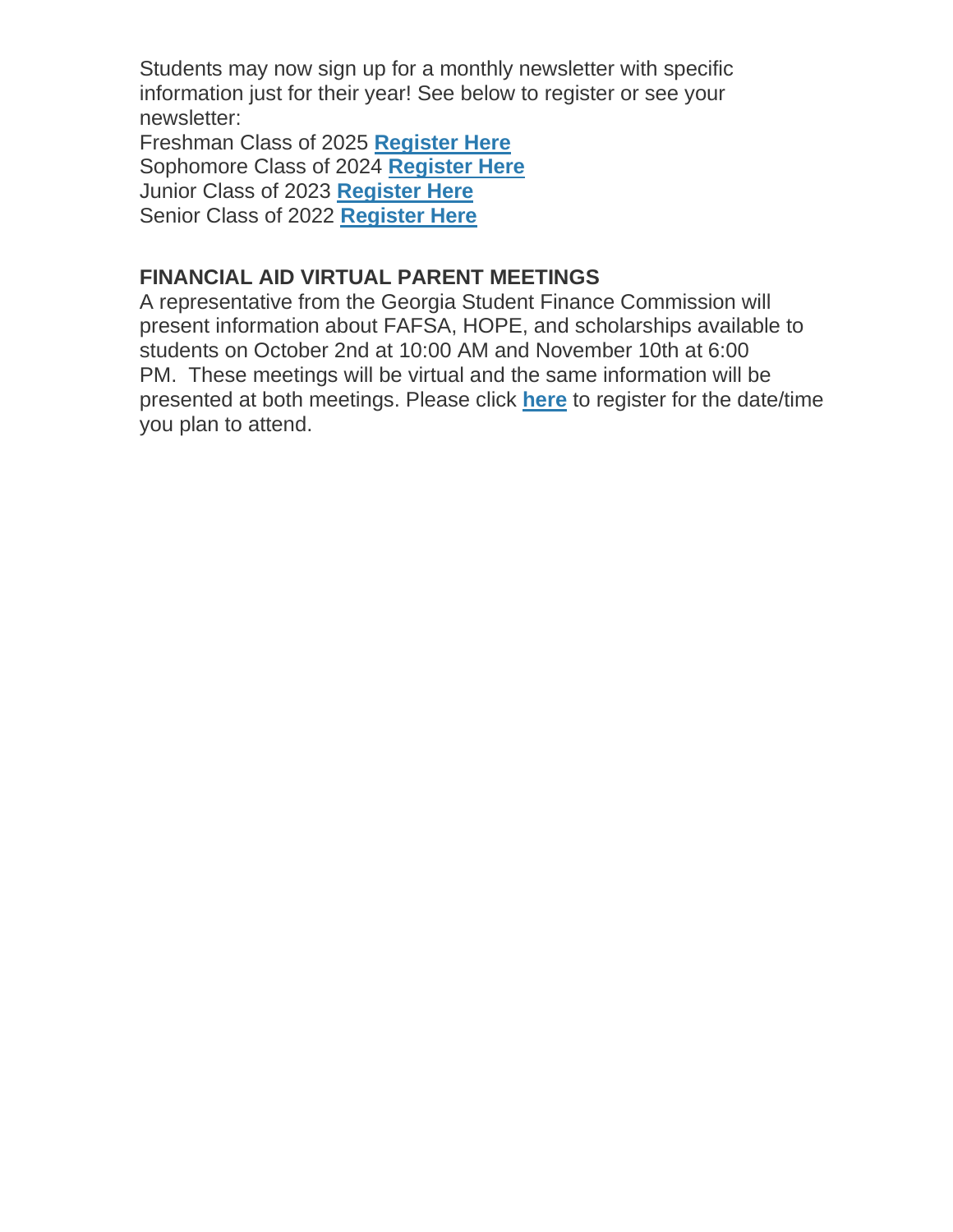Students may now sign up for a monthly newsletter with specific information just for their year! See below to register or see your newsletter:
Freshman Class of 2025 **Register Here**
Sophomore Class of 2024 **Register Here**
Junior Class of 2023 **Register Here**
Senior Class of 2022 **Register Here**

**FINANCIAL AID VIRTUAL PARENT MEETINGS**
A representative from the Georgia Student Finance Commission will present information about FAFSA, HOPE, and scholarships available to students on October 2nd at 10:00 AM and November 10th at 6:00 PM. These meetings will be virtual and the same information will be presented at both meetings. Please click **here** to register for the date/time you plan to attend.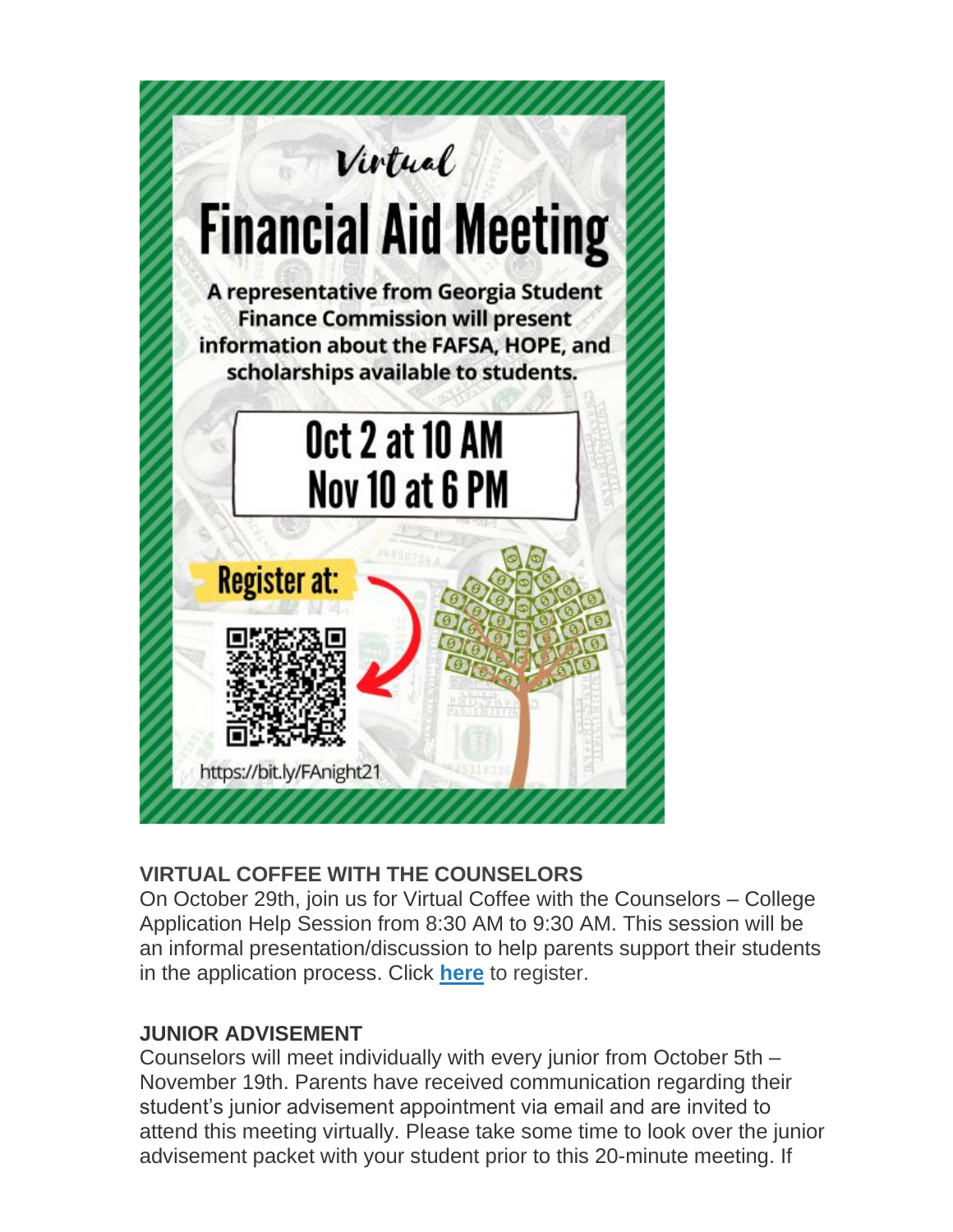Virtual

# Financial Aid Meeting

A representative from Georgia Student Finance Commission will present information about the FAFSA, HOPE, and scholarships available to students.

Oct 2 at 10 AM
Nov 10 at 6 PM

Register at:

https://bit.ly/FAnight21

**VIRTUAL COFFEE WITH THE COUNSELORS**

On October 29th, join us for Virtual Coffee with the Counselors – College Application Help Session from 8:30 AM to 9:30 AM. This session will be an informal presentation/discussion to help parents support their students in the application process. Click **here** to register.

**JUNIOR ADVISEMENT**

Counselors will meet individually with every junior from October 5th – November 19th. Parents have received communication regarding their student's junior advisement appointment via email and are invited to attend this meeting virtually. Please take some time to look over the junior advisement packet with your student prior to this 20-minute meeting. If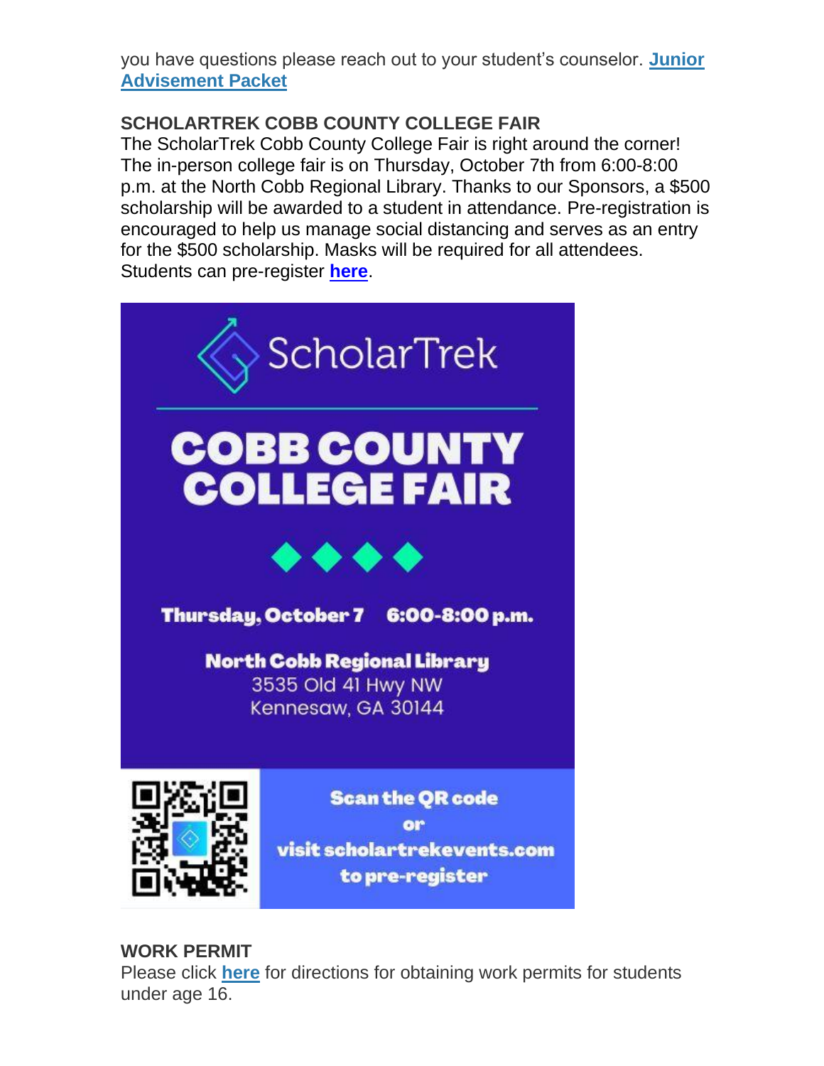you have questions please reach out to your student's counselor. **Junior Advisement Packet**

**SCHOLARTREK COBB COUNTY COLLEGE FAIR**

The ScholarTrek Cobb County College Fair is right around the corner! The in-person college fair is on Thursday, October 7th from 6:00-8:00 p.m. at the North Cobb Regional Library. Thanks to our Sponsors, a $500 scholarship will be awarded to a student in attendance. Pre-registration is encouraged to help us manage social distancing and serves as an entry for the $500 scholarship. Masks will be required for all attendees. Students can pre-register **here**.

ScholarTrek

**COBB COUNTY COLLEGE FAIR**

**Thursday, October 7 6:00-8:00 p.m.**

**North Cobb Regional Library**
3535 Old 41 Hwy NW
Kennesaw, GA 30144

**Scan the QR code or visit scholartrekevents.com to pre-register**

**WORK PERMIT**

Please click **here** for directions for obtaining work permits for students under age 16.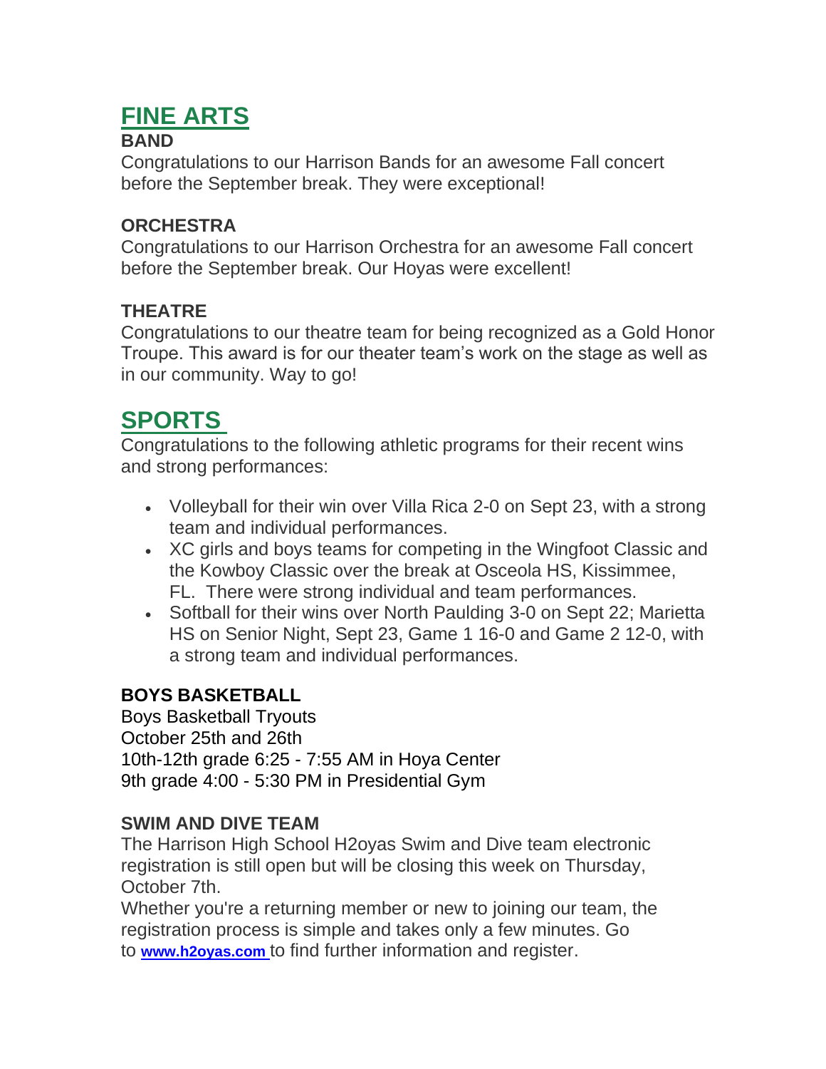## FINE ARTS

### BAND

Congratulations to our Harrison Bands for an awesome Fall concert before the September break. They were exceptional!

### ORCHESTRA

Congratulations to our Harrison Orchestra for an awesome Fall concert before the September break. Our Hoyas were excellent!

### THEATRE

Congratulations to our theatre team for being recognized as a Gold Honor Troupe. This award is for our theater team's work on the stage as well as in our community. Way to go!

## SPORTS

Congratulations to the following athletic programs for their recent wins and strong performances:

- Volleyball for their win over Villa Rica 2-0 on Sept 23, with a strong team and individual performances.
- XC girls and boys teams for competing in the Wingfoot Classic and the Kowboy Classic over the break at Osceola HS, Kissimmee, FL. There were strong individual and team performances.
- Softball for their wins over North Paulding 3-0 on Sept 22; Marietta HS on Senior Night, Sept 23, Game 1 16-0 and Game 2 12-0, with a strong team and individual performances.

### BOYS BASKETBALL

Boys Basketball Tryouts
October 25th and 26th
10th-12th grade 6:25 - 7:55 AM in Hoya Center
9th grade 4:00 - 5:30 PM in Presidential Gym

### SWIM AND DIVE TEAM

The Harrison High School H2oyas Swim and Dive team electronic registration is still open but will be closing this week on Thursday, October 7th.

Whether you're a returning member or new to joining our team, the registration process is simple and takes only a few minutes. Go to **www.h2oyas.com** to find further information and register.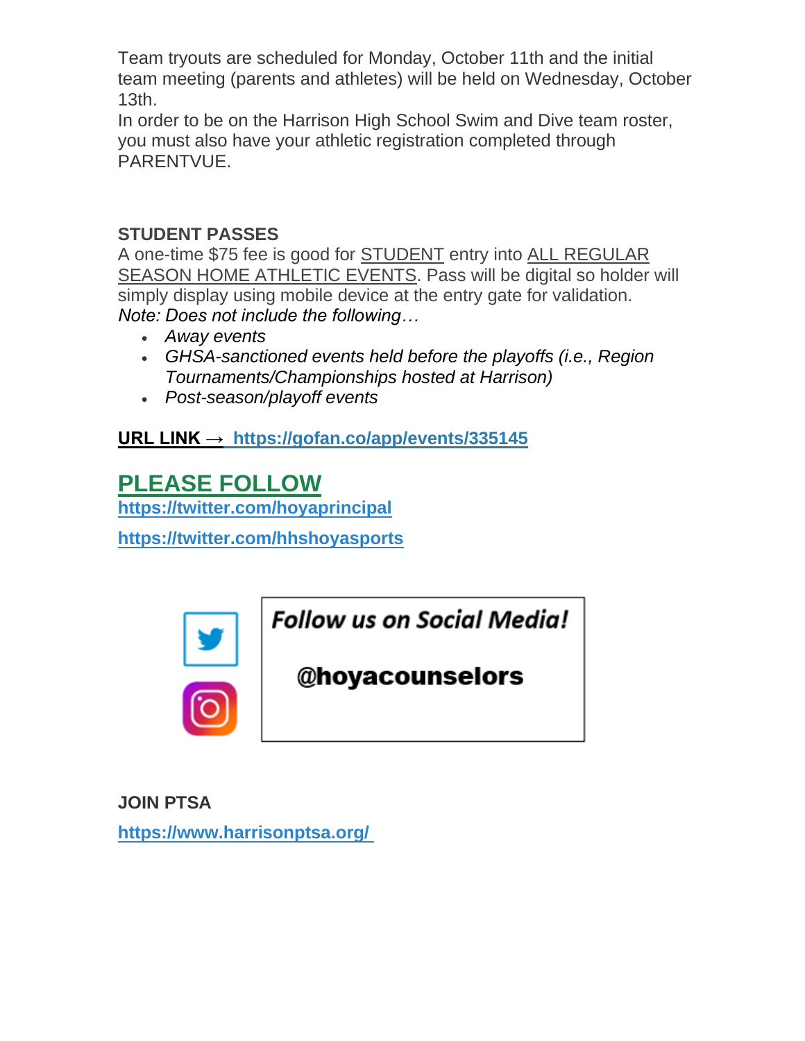Team tryouts are scheduled for Monday, October 11th and the initial team meeting (parents and athletes) will be held on Wednesday, October 13th.
In order to be on the Harrison High School Swim and Dive team roster, you must also have your athletic registration completed through PARENTVUE.

**STUDENT PASSES**
A one-time $75 fee is good for STUDENT entry into ALL REGULAR SEASON HOME ATHLETIC EVENTS. Pass will be digital so holder will simply display using mobile device at the entry gate for validation.
*Note: Does not include the following…*

- *Away events*
- *GHSA-sanctioned events held before the playoffs (i.e., Region Tournaments/Championships hosted at Harrison)*
- *Post-season/playoff events*

**URL LINK → https://gofan.co/app/events/335145**

## PLEASE FOLLOW

**https://twitter.com/hoyaprincipal**

**https://twitter.com/hhshoyasports**

*Follow us on Social Media!*

**@hoyacounselors**

**JOIN PTSA**

**https://www.harrisonptsa.org/**